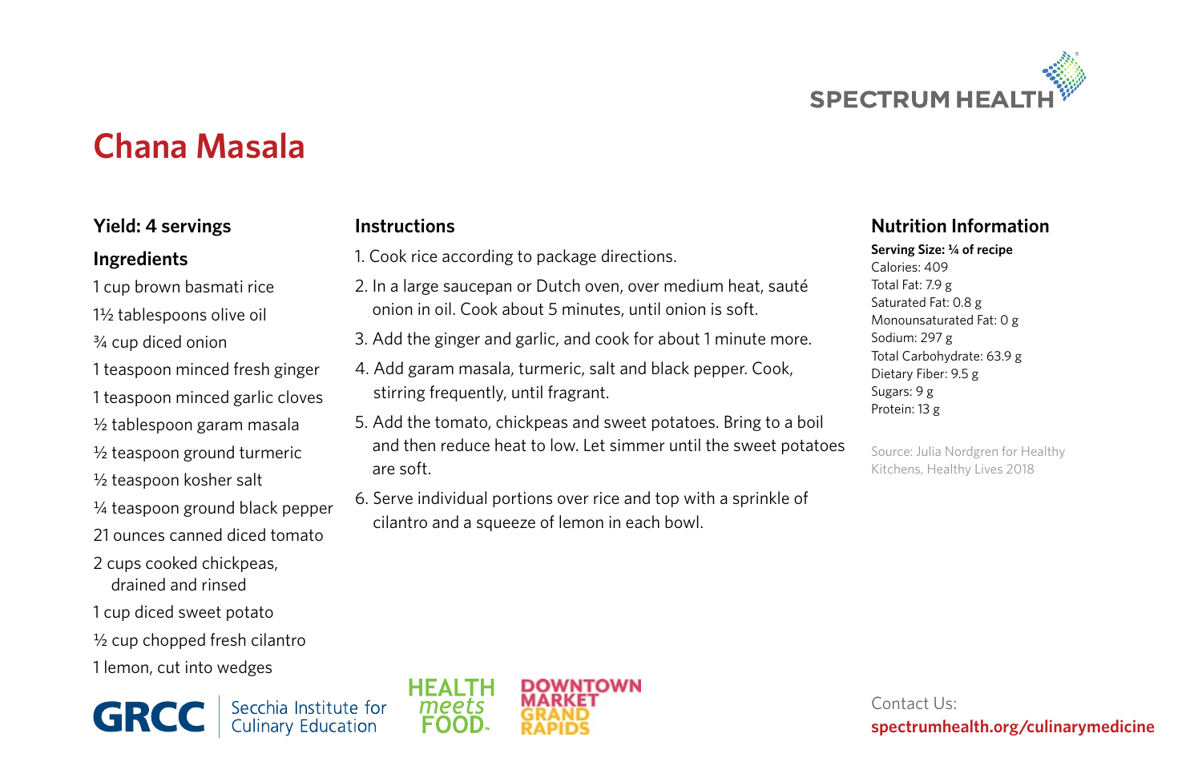# Chana Masala

**Yield: 4 servings**

## Ingredients

1 cup brown basmati rice
1½ tablespoons olive oil
¾ cup diced onion
1 teaspoon minced fresh ginger
1 teaspoon minced garlic cloves
½ tablespoon garam masala
½ teaspoon ground turmeric
½ teaspoon kosher salt
¼ teaspoon ground black pepper
21 ounces canned diced tomato
2 cups cooked chickpeas, drained and rinsed
1 cup diced sweet potato
½ cup chopped fresh cilantro
1 lemon, cut into wedges

## Instructions

1. Cook rice according to package directions.
2. In a large saucepan or Dutch oven, over medium heat, sauté onion in oil. Cook about 5 minutes, until onion is soft.
3. Add the ginger and garlic, and cook for about 1 minute more.
4. Add garam masala, turmeric, salt and black pepper. Cook, stirring frequently, until fragrant.
5. Add the tomato, chickpeas and sweet potatoes. Bring to a boil and then reduce heat to low. Let simmer until the sweet potatoes are soft.
6. Serve individual portions over rice and top with a sprinkle of cilantro and a squeeze of lemon in each bowl.

## Nutrition Information

**Serving Size: ¼ of recipe**
Calories: 409
Total Fat: 7.9 g
Saturated Fat: 0.8 g
Monounsaturated Fat: 0 g
Sodium: 297 g
Total Carbohydrate: 63.9 g
Dietary Fiber: 9.5 g
Sugars: 9 g
Protein: 13 g

Source: Julia Nordgren for Healthy Kitchens, Healthy Lives 2018

Contact Us:
**spectrumhealth.org/culinarymedicine**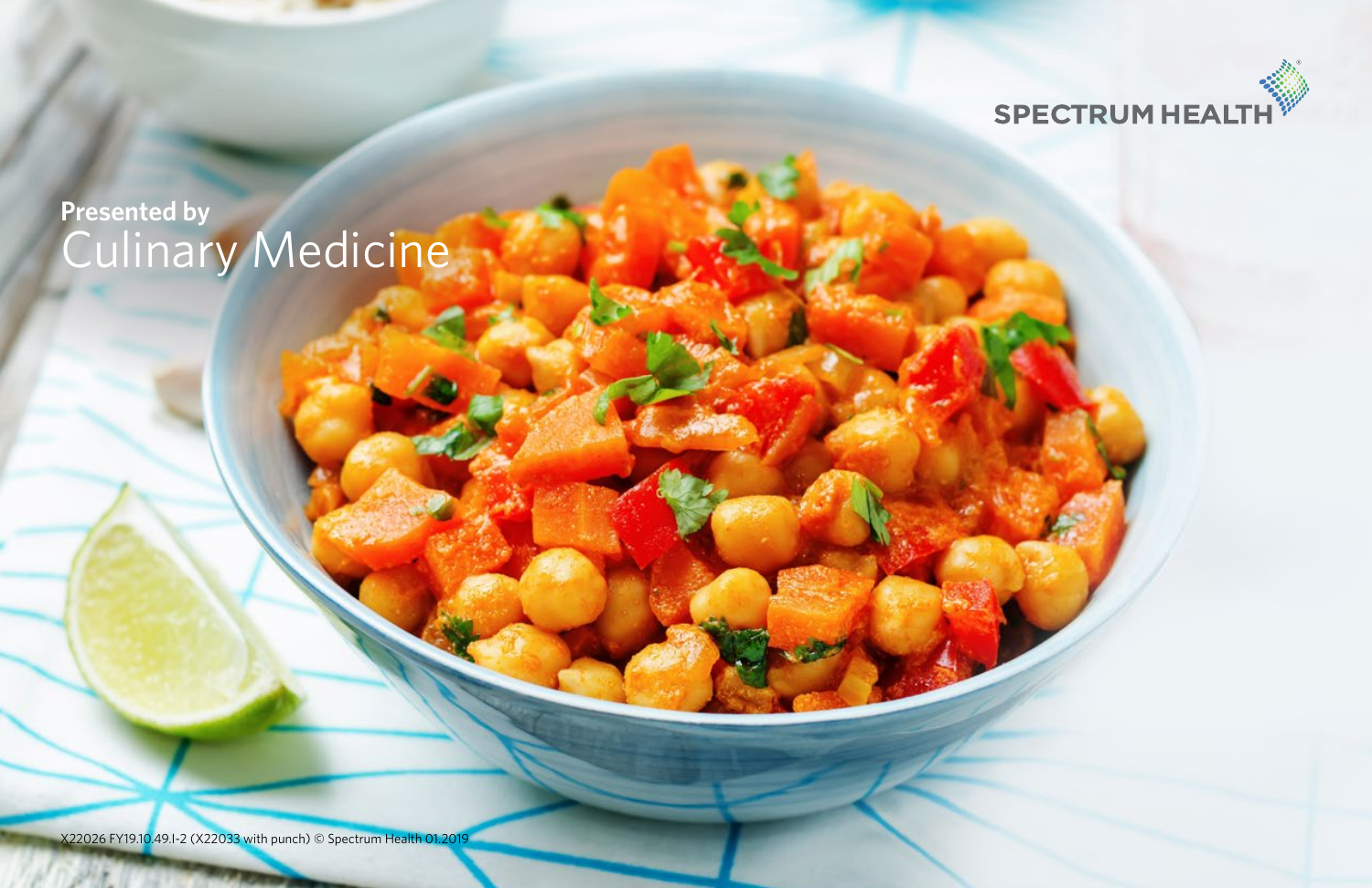SPECTRUM HEALTH

**Presented by**
Culinary Medicine

X22026 FY19.10.49.I-2 (X22033 with punch) © Spectrum Health 01.2019